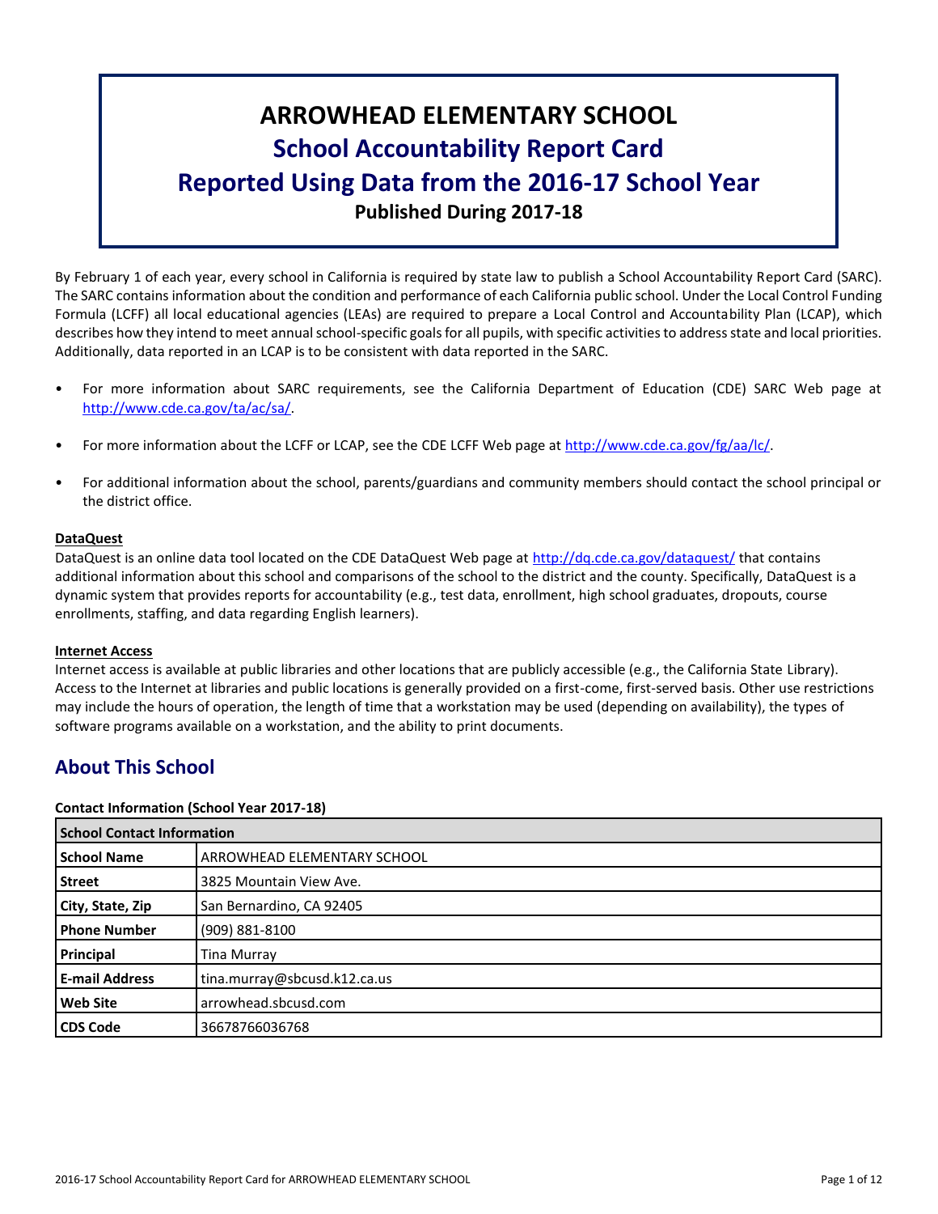# ARROWHEAD ELEMENTARY SCHOOL
## School Accountability Report Card
## Reported Using Data from the 2016-17 School Year
**Published During 2017-18**

By February 1 of each year, every school in California is required by state law to publish a School Accountability Report Card (SARC). The SARC contains information about the condition and performance of each California public school. Under the Local Control Funding Formula (LCFF) all local educational agencies (LEAs) are required to prepare a Local Control and Accountability Plan (LCAP), which describes how they intend to meet annual school-specific goals for all pupils, with specific activities to address state and local priorities. Additionally, data reported in an LCAP is to be consistent with data reported in the SARC.

- For more information about SARC requirements, see the California Department of Education (CDE) SARC Web page at http://www.cde.ca.gov/ta/ac/sa/.
- For more information about the LCFF or LCAP, see the CDE LCFF Web page at http://www.cde.ca.gov/fg/aa/lc/.
- For additional information about the school, parents/guardians and community members should contact the school principal or the district office.

**DataQuest**

DataQuest is an online data tool located on the CDE DataQuest Web page at http://dq.cde.ca.gov/dataquest/ that contains additional information about this school and comparisons of the school to the district and the county. Specifically, DataQuest is a dynamic system that provides reports for accountability (e.g., test data, enrollment, high school graduates, dropouts, course enrollments, staffing, and data regarding English learners).

**Internet Access**

Internet access is available at public libraries and other locations that are publicly accessible (e.g., the California State Library). Access to the Internet at libraries and public locations is generally provided on a first-come, first-served basis. Other use restrictions may include the hours of operation, the length of time that a workstation may be used (depending on availability), the types of software programs available on a workstation, and the ability to print documents.

## About This School

**Contact Information (School Year 2017-18)**

| School Contact Information | |
|---|---|
| **School Name** | ARROWHEAD ELEMENTARY SCHOOL |
| **Street** | 3825 Mountain View Ave. |
| **City, State, Zip** | San Bernardino, CA 92405 |
| **Phone Number** | (909) 881-8100 |
| **Principal** | Tina Murray |
| **E-mail Address** | tina.murray@sbcusd.k12.ca.us |
| **Web Site** | arrowhead.sbcusd.com |
| **CDS Code** | 36678766036768 |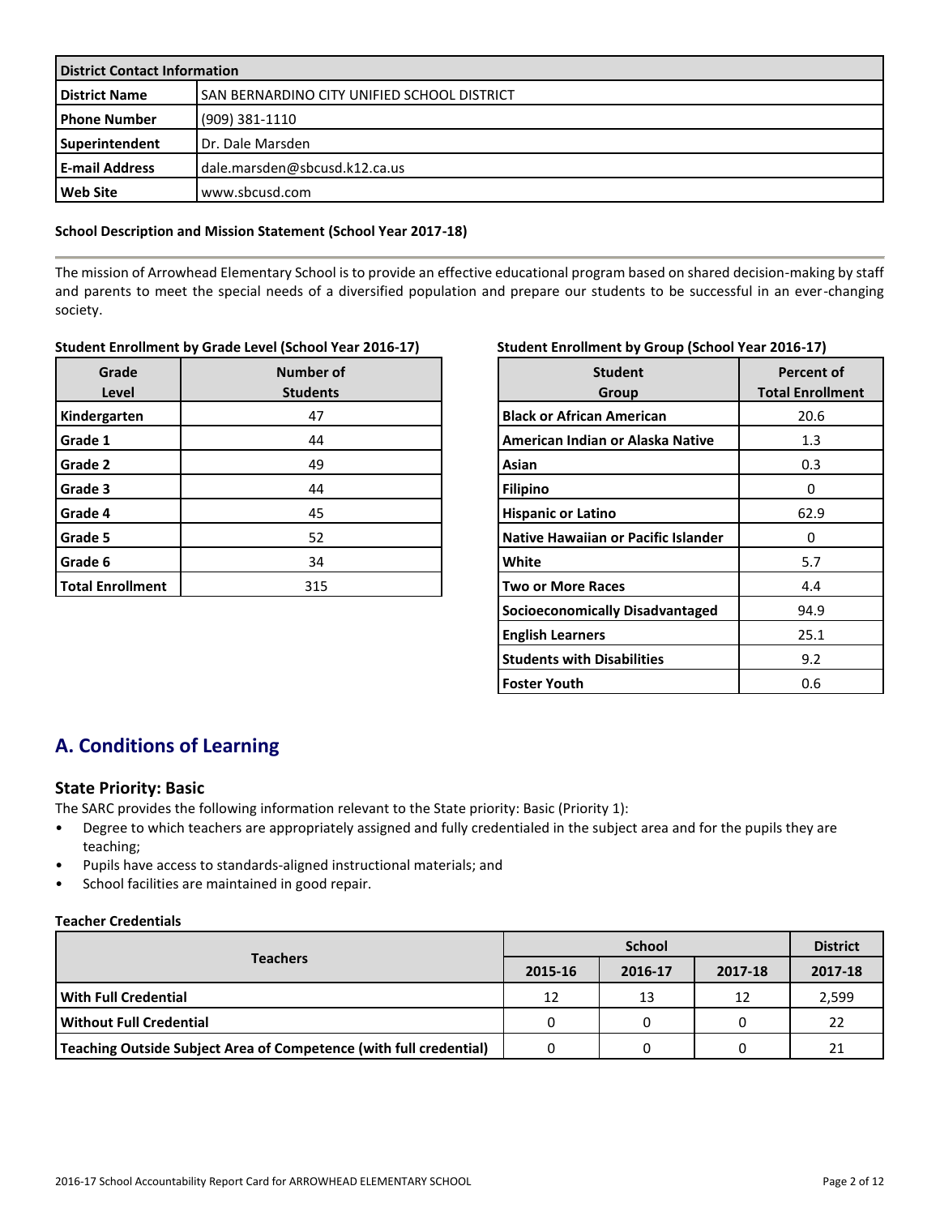| District Contact Information | |
|---|---|
| **District Name** | SAN BERNARDINO CITY UNIFIED SCHOOL DISTRICT |
| **Phone Number** | (909) 381-1110 |
| **Superintendent** | Dr. Dale Marsden |
| **E-mail Address** | dale.marsden@sbcusd.k12.ca.us |
| **Web Site** | www.sbcusd.com |

#### School Description and Mission Statement (School Year 2017-18)

The mission of Arrowhead Elementary School is to provide an effective educational program based on shared decision-making by staff and parents to meet the special needs of a diversified population and prepare our students to be successful in an ever-changing society.

#### Student Enrollment by Grade Level (School Year 2016-17)

| Grade Level | Number of Students |
|---|---|
| **Kindergarten** | 47 |
| **Grade 1** | 44 |
| **Grade 2** | 49 |
| **Grade 3** | 44 |
| **Grade 4** | 45 |
| **Grade 5** | 52 |
| **Grade 6** | 34 |
| **Total Enrollment** | 315 |

#### Student Enrollment by Group (School Year 2016-17)

| Student Group | Percent of Total Enrollment |
|---|---|
| **Black or African American** | 20.6 |
| **American Indian or Alaska Native** | 1.3 |
| **Asian** | 0.3 |
| **Filipino** | 0 |
| **Hispanic or Latino** | 62.9 |
| **Native Hawaiian or Pacific Islander** | 0 |
| **White** | 5.7 |
| **Two or More Races** | 4.4 |
| **Socioeconomically Disadvantaged** | 94.9 |
| **English Learners** | 25.1 |
| **Students with Disabilities** | 9.2 |
| **Foster Youth** | 0.6 |

## A. Conditions of Learning

### State Priority: Basic

The SARC provides the following information relevant to the State priority: Basic (Priority 1):

- Degree to which teachers are appropriately assigned and fully credentialed in the subject area and for the pupils they are teaching;
- Pupils have access to standards-aligned instructional materials; and
- School facilities are maintained in good repair.

#### Teacher Credentials

| Teachers | School | | | District |
|---|---|---|---|---|
| | 2015-16 | 2016-17 | 2017-18 | 2017-18 |
| **With Full Credential** | 12 | 13 | 12 | 2,599 |
| **Without Full Credential** | 0 | 0 | 0 | 22 |
| **Teaching Outside Subject Area of Competence (with full credential)** | 0 | 0 | 0 | 21 |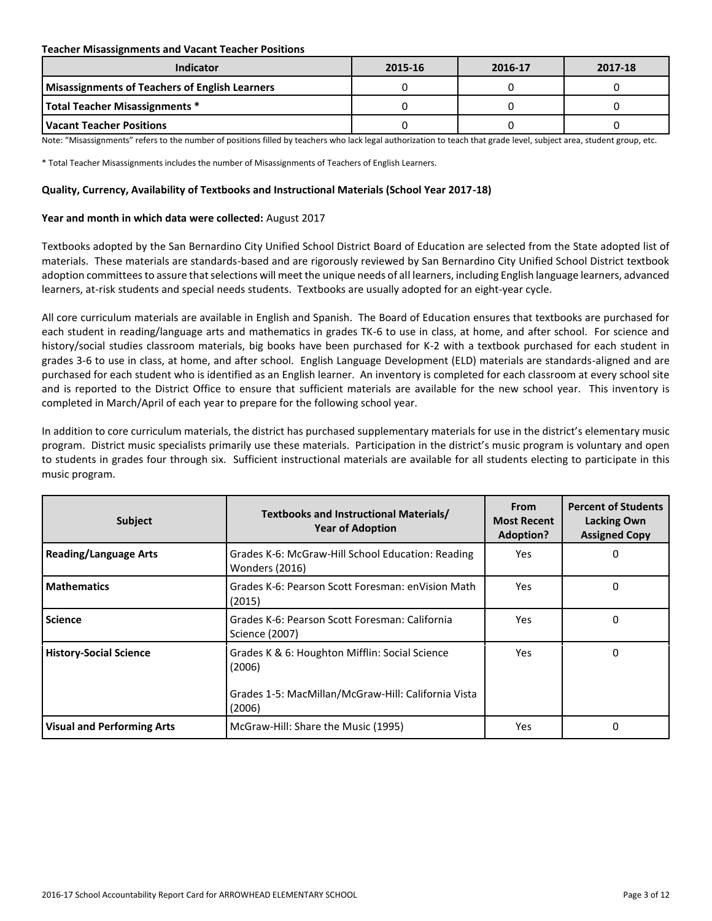**Teacher Misassignments and Vacant Teacher Positions**

| Indicator | 2015-16 | 2016-17 | 2017-18 |
| --- | --- | --- | --- |
| **Misassignments of Teachers of English Learners** | 0 | 0 | 0 |
| **Total Teacher Misassignments *** | 0 | 0 | 0 |
| **Vacant Teacher Positions** | 0 | 0 | 0 |

Note: "Misassignments" refers to the number of positions filled by teachers who lack legal authorization to teach that grade level, subject area, student group, etc.

* Total Teacher Misassignments includes the number of Misassignments of Teachers of English Learners.

**Quality, Currency, Availability of Textbooks and Instructional Materials (School Year 2017-18)**

**Year and month in which data were collected:** August 2017

Textbooks adopted by the San Bernardino City Unified School District Board of Education are selected from the State adopted list of materials. These materials are standards-based and are rigorously reviewed by San Bernardino City Unified School District textbook adoption committees to assure that selections will meet the unique needs of all learners, including English language learners, advanced learners, at-risk students and special needs students. Textbooks are usually adopted for an eight-year cycle.

All core curriculum materials are available in English and Spanish. The Board of Education ensures that textbooks are purchased for each student in reading/language arts and mathematics in grades TK-6 to use in class, at home, and after school. For science and history/social studies classroom materials, big books have been purchased for K-2 with a textbook purchased for each student in grades 3-6 to use in class, at home, and after school. English Language Development (ELD) materials are standards-aligned and are purchased for each student who is identified as an English learner. An inventory is completed for each classroom at every school site and is reported to the District Office to ensure that sufficient materials are available for the new school year. This inventory is completed in March/April of each year to prepare for the following school year.

In addition to core curriculum materials, the district has purchased supplementary materials for use in the district's elementary music program. District music specialists primarily use these materials. Participation in the district's music program is voluntary and open to students in grades four through six. Sufficient instructional materials are available for all students electing to participate in this music program.

| Subject | Textbooks and Instructional Materials/ Year of Adoption | From Most Recent Adoption? | Percent of Students Lacking Own Assigned Copy |
| --- | --- | --- | --- |
| **Reading/Language Arts** | Grades K-6: McGraw-Hill School Education: Reading Wonders (2016) | Yes | 0 |
| **Mathematics** | Grades K-6: Pearson Scott Foresman: enVision Math (2015) | Yes | 0 |
| **Science** | Grades K-6: Pearson Scott Foresman: California Science (2007) | Yes | 0 |
| **History-Social Science** | Grades K & 6: Houghton Mifflin: Social Science (2006)<br><br>Grades 1-5: MacMillan/McGraw-Hill: California Vista (2006) | Yes | 0 |
| **Visual and Performing Arts** | McGraw-Hill: Share the Music (1995) | Yes | 0 |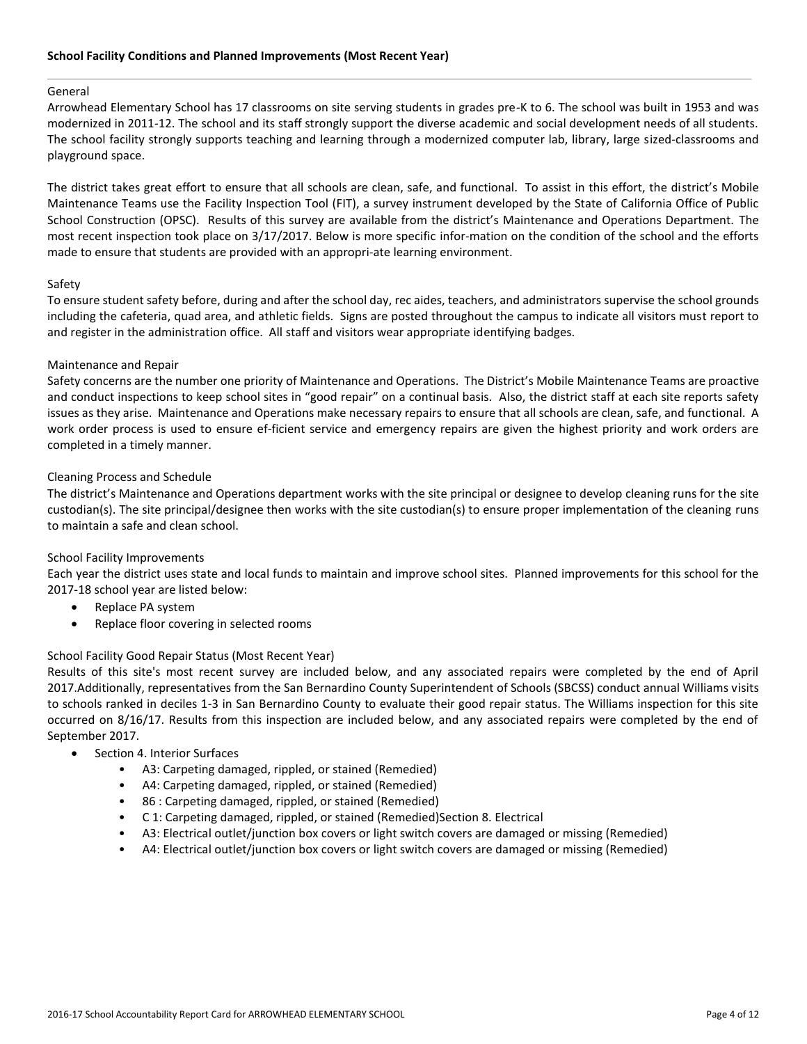**School Facility Conditions and Planned Improvements (Most Recent Year)**

General

Arrowhead Elementary School has 17 classrooms on site serving students in grades pre-K to 6. The school was built in 1953 and was modernized in 2011-12. The school and its staff strongly support the diverse academic and social development needs of all students. The school facility strongly supports teaching and learning through a modernized computer lab, library, large sized-classrooms and playground space.

The district takes great effort to ensure that all schools are clean, safe, and functional. To assist in this effort, the district's Mobile Maintenance Teams use the Facility Inspection Tool (FIT), a survey instrument developed by the State of California Office of Public School Construction (OPSC). Results of this survey are available from the district's Maintenance and Operations Department. The most recent inspection took place on 3/17/2017. Below is more specific infor-mation on the condition of the school and the efforts made to ensure that students are provided with an appropri-ate learning environment.

Safety

To ensure student safety before, during and after the school day, rec aides, teachers, and administrators supervise the school grounds including the cafeteria, quad area, and athletic fields. Signs are posted throughout the campus to indicate all visitors must report to and register in the administration office. All staff and visitors wear appropriate identifying badges.

Maintenance and Repair

Safety concerns are the number one priority of Maintenance and Operations. The District's Mobile Maintenance Teams are proactive and conduct inspections to keep school sites in "good repair" on a continual basis. Also, the district staff at each site reports safety issues as they arise. Maintenance and Operations make necessary repairs to ensure that all schools are clean, safe, and functional. A work order process is used to ensure ef-ficient service and emergency repairs are given the highest priority and work orders are completed in a timely manner.

Cleaning Process and Schedule

The district's Maintenance and Operations department works with the site principal or designee to develop cleaning runs for the site custodian(s). The site principal/designee then works with the site custodian(s) to ensure proper implementation of the cleaning runs to maintain a safe and clean school.

School Facility Improvements

Each year the district uses state and local funds to maintain and improve school sites. Planned improvements for this school for the 2017-18 school year are listed below:

- Replace PA system
- Replace floor covering in selected rooms

School Facility Good Repair Status (Most Recent Year)

Results of this site's most recent survey are included below, and any associated repairs were completed by the end of April 2017.Additionally, representatives from the San Bernardino County Superintendent of Schools (SBCSS) conduct annual Williams visits to schools ranked in deciles 1-3 in San Bernardino County to evaluate their good repair status. The Williams inspection for this site occurred on 8/16/17. Results from this inspection are included below, and any associated repairs were completed by the end of September 2017.

- Section 4. Interior Surfaces
    - A3: Carpeting damaged, rippled, or stained (Remedied)
    - A4: Carpeting damaged, rippled, or stained (Remedied)
    - 86 : Carpeting damaged, rippled, or stained (Remedied)
    - C 1: Carpeting damaged, rippled, or stained (Remedied)Section 8. Electrical
    - A3: Electrical outlet/junction box covers or light switch covers are damaged or missing (Remedied)
    - A4: Electrical outlet/junction box covers or light switch covers are damaged or missing (Remedied)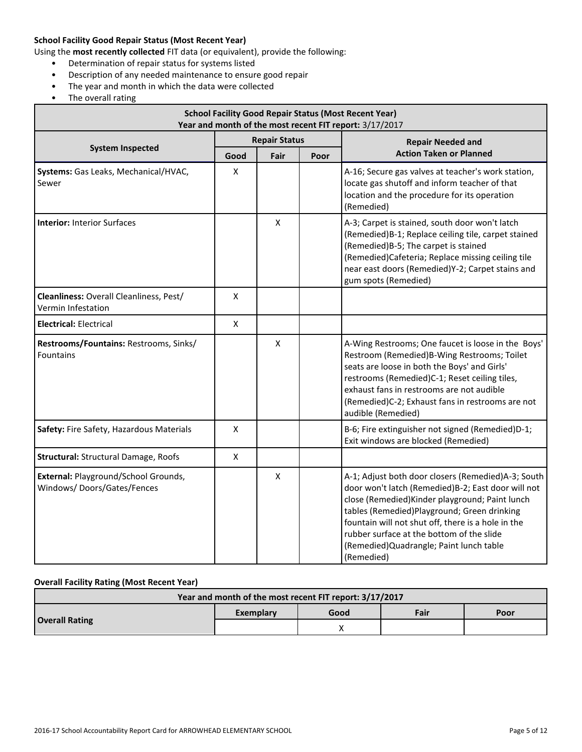**School Facility Good Repair Status (Most Recent Year)**

Using the **most recently collected** FIT data (or equivalent), provide the following:

- Determination of repair status for systems listed
- Description of any needed maintenance to ensure good repair
- The year and month in which the data were collected
- The overall rating

| School Facility Good Repair Status (Most Recent Year) Year and month of the most recent FIT report: 3/17/2017 | | | | |
|---|---|---|---|---|
| **System Inspected** | **Repair Status** | | | **Repair Needed and Action Taken or Planned** |
| | **Good** | **Fair** | **Poor** | |
| **Systems:** Gas Leaks, Mechanical/HVAC, Sewer | X | | | A-16; Secure gas valves at teacher's work station, locate gas shutoff and inform teacher of that location and the procedure for its operation (Remedied) |
| **Interior:** Interior Surfaces | | X | | A-3; Carpet is stained, south door won't latch (Remedied)B-1; Replace ceiling tile, carpet stained (Remedied)B-5; The carpet is stained (Remedied)Cafeteria; Replace missing ceiling tile near east doors (Remedied)Y-2; Carpet stains and gum spots (Remedied) |
| **Cleanliness:** Overall Cleanliness, Pest/ Vermin Infestation | X | | | |
| **Electrical:** Electrical | X | | | |
| **Restrooms/Fountains:** Restrooms, Sinks/ Fountains | | X | | A-Wing Restrooms; One faucet is loose in the Boys' Restroom (Remedied)B-Wing Restrooms; Toilet seats are loose in both the Boys' and Girls' restrooms (Remedied)C-1; Reset ceiling tiles, exhaust fans in restrooms are not audible (Remedied)C-2; Exhaust fans in restrooms are not audible (Remedied) |
| **Safety:** Fire Safety, Hazardous Materials | X | | | B-6; Fire extinguisher not signed (Remedied)D-1; Exit windows are blocked (Remedied) |
| **Structural:** Structural Damage, Roofs | X | | | |
| **External:** Playground/School Grounds, Windows/ Doors/Gates/Fences | | X | | A-1; Adjust both door closers (Remedied)A-3; South door won't latch (Remedied)B-2; East door will not close (Remedied)Kinder playground; Paint lunch tables (Remedied)Playground; Green drinking fountain will not shut off, there is a hole in the rubber surface at the bottom of the slide (Remedied)Quadrangle; Paint lunch table (Remedied) |

**Overall Facility Rating (Most Recent Year)**

| Year and month of the most recent FIT report: 3/17/2017 | | | | |
|---|---|---|---|---|
| **Overall Rating** | **Exemplary** | **Good** | **Fair** | **Poor** |
| | | X | | |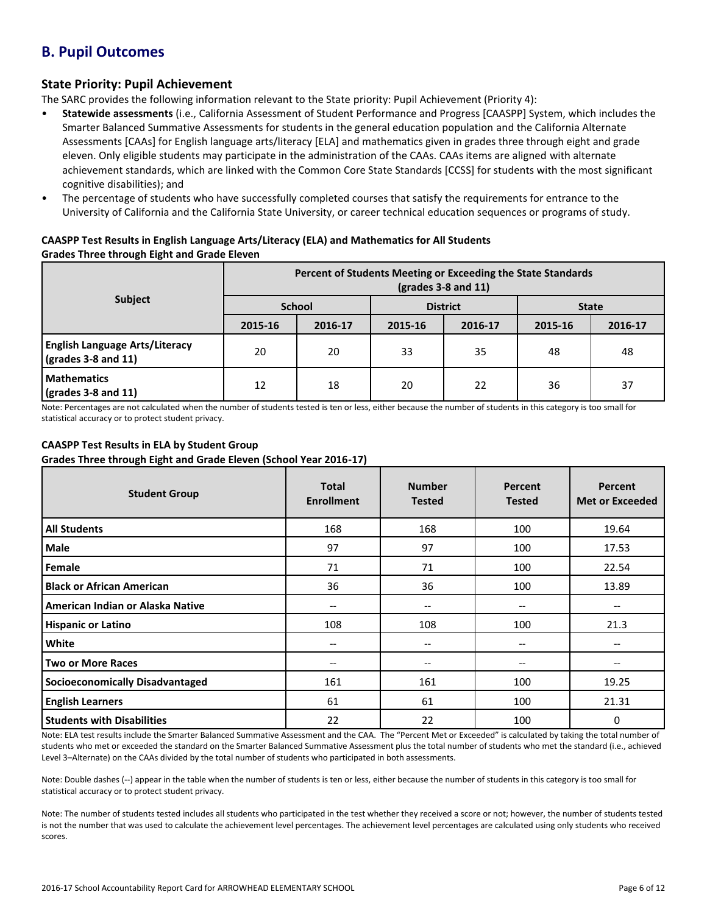## B. Pupil Outcomes

### State Priority: Pupil Achievement

The SARC provides the following information relevant to the State priority: Pupil Achievement (Priority 4):

- **Statewide assessments** (i.e., California Assessment of Student Performance and Progress [CAASPP] System, which includes the Smarter Balanced Summative Assessments for students in the general education population and the California Alternate Assessments [CAAs] for English language arts/literacy [ELA] and mathematics given in grades three through eight and grade eleven. Only eligible students may participate in the administration of the CAAs. CAAs items are aligned with alternate achievement standards, which are linked with the Common Core State Standards [CCSS] for students with the most significant cognitive disabilities); and
- The percentage of students who have successfully completed courses that satisfy the requirements for entrance to the University of California and the California State University, or career technical education sequences or programs of study.

**CAASPP Test Results in English Language Arts/Literacy (ELA) and Mathematics for All Students**
**Grades Three through Eight and Grade Eleven**

| Subject | Percent of Students Meeting or Exceeding the State Standards (grades 3-8 and 11) | | | | | |
|---|---|---|---|---|---|---|
| | School | | District | | State | |
| | 2015-16 | 2016-17 | 2015-16 | 2016-17 | 2015-16 | 2016-17 |
| **English Language Arts/Literacy (grades 3-8 and 11)** | 20 | 20 | 33 | 35 | 48 | 48 |
| **Mathematics (grades 3-8 and 11)** | 12 | 18 | 20 | 22 | 36 | 37 |

Note: Percentages are not calculated when the number of students tested is ten or less, either because the number of students in this category is too small for statistical accuracy or to protect student privacy.

**CAASPP Test Results in ELA by Student Group**
**Grades Three through Eight and Grade Eleven (School Year 2016-17)**

| Student Group | Total Enrollment | Number Tested | Percent Tested | Percent Met or Exceeded |
|---|---|---|---|---|
| **All Students** | 168 | 168 | 100 | 19.64 |
| **Male** | 97 | 97 | 100 | 17.53 |
| **Female** | 71 | 71 | 100 | 22.54 |
| **Black or African American** | 36 | 36 | 100 | 13.89 |
| **American Indian or Alaska Native** | -- | -- | -- | -- |
| **Hispanic or Latino** | 108 | 108 | 100 | 21.3 |
| **White** | -- | -- | -- | -- |
| **Two or More Races** | -- | -- | -- | -- |
| **Socioeconomically Disadvantaged** | 161 | 161 | 100 | 19.25 |
| **English Learners** | 61 | 61 | 100 | 21.31 |
| **Students with Disabilities** | 22 | 22 | 100 | 0 |

Note: ELA test results include the Smarter Balanced Summative Assessment and the CAA. The "Percent Met or Exceeded" is calculated by taking the total number of students who met or exceeded the standard on the Smarter Balanced Summative Assessment plus the total number of students who met the standard (i.e., achieved Level 3–Alternate) on the CAAs divided by the total number of students who participated in both assessments.

Note: Double dashes (--) appear in the table when the number of students is ten or less, either because the number of students in this category is too small for statistical accuracy or to protect student privacy.

Note: The number of students tested includes all students who participated in the test whether they received a score or not; however, the number of students tested is not the number that was used to calculate the achievement level percentages. The achievement level percentages are calculated using only students who received scores.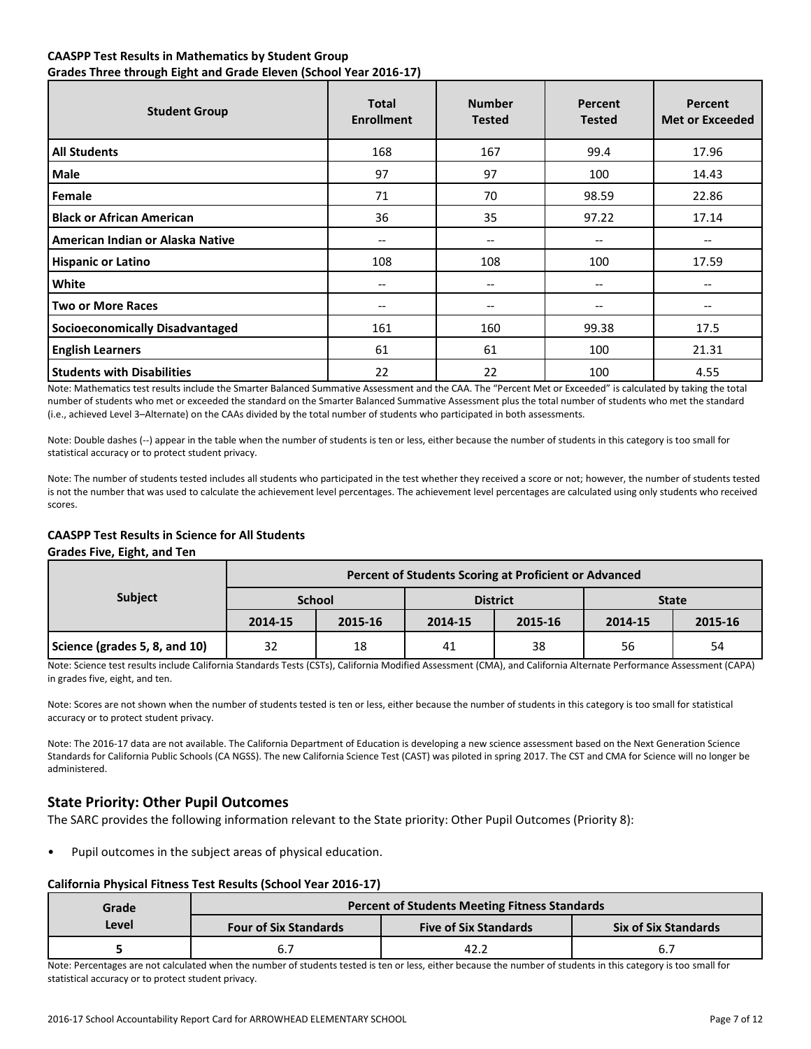**CAASPP Test Results in Mathematics by Student Group**
**Grades Three through Eight and Grade Eleven (School Year 2016-17)**

| Student Group | Total Enrollment | Number Tested | Percent Tested | Percent Met or Exceeded |
|---|---|---|---|---|
| All Students | 168 | 167 | 99.4 | 17.96 |
| Male | 97 | 97 | 100 | 14.43 |
| Female | 71 | 70 | 98.59 | 22.86 |
| Black or African American | 36 | 35 | 97.22 | 17.14 |
| American Indian or Alaska Native | -- | -- | -- | -- |
| Hispanic or Latino | 108 | 108 | 100 | 17.59 |
| White | -- | -- | -- | -- |
| Two or More Races | -- | -- | -- | -- |
| Socioeconomically Disadvantaged | 161 | 160 | 99.38 | 17.5 |
| English Learners | 61 | 61 | 100 | 21.31 |
| Students with Disabilities | 22 | 22 | 100 | 4.55 |

Note: Mathematics test results include the Smarter Balanced Summative Assessment and the CAA. The "Percent Met or Exceeded" is calculated by taking the total number of students who met or exceeded the standard on the Smarter Balanced Summative Assessment plus the total number of students who met the standard (i.e., achieved Level 3–Alternate) on the CAAs divided by the total number of students who participated in both assessments.

Note: Double dashes (--) appear in the table when the number of students is ten or less, either because the number of students in this category is too small for statistical accuracy or to protect student privacy.

Note: The number of students tested includes all students who participated in the test whether they received a score or not; however, the number of students tested is not the number that was used to calculate the achievement level percentages. The achievement level percentages are calculated using only students who received scores.

**CAASPP Test Results in Science for All Students**
**Grades Five, Eight, and Ten**

| Subject | Percent of Students Scoring at Proficient or Advanced | | | | | |
|---|---|---|---|---|---|---|
| | School | | District | | State | |
| | 2014-15 | 2015-16 | 2014-15 | 2015-16 | 2014-15 | 2015-16 |
| Science (grades 5, 8, and 10) | 32 | 18 | 41 | 38 | 56 | 54 |

Note: Science test results include California Standards Tests (CSTs), California Modified Assessment (CMA), and California Alternate Performance Assessment (CAPA) in grades five, eight, and ten.

Note: Scores are not shown when the number of students tested is ten or less, either because the number of students in this category is too small for statistical accuracy or to protect student privacy.

Note: The 2016-17 data are not available. The California Department of Education is developing a new science assessment based on the Next Generation Science Standards for California Public Schools (CA NGSS). The new California Science Test (CAST) was piloted in spring 2017. The CST and CMA for Science will no longer be administered.

## State Priority: Other Pupil Outcomes

The SARC provides the following information relevant to the State priority: Other Pupil Outcomes (Priority 8):

- Pupil outcomes in the subject areas of physical education.

**California Physical Fitness Test Results (School Year 2016-17)**

| Grade Level | Percent of Students Meeting Fitness Standards | | |
|---|---|---|---|
| | Four of Six Standards | Five of Six Standards | Six of Six Standards |
| 5 | 6.7 | 42.2 | 6.7 |

Note: Percentages are not calculated when the number of students tested is ten or less, either because the number of students in this category is too small for statistical accuracy or to protect student privacy.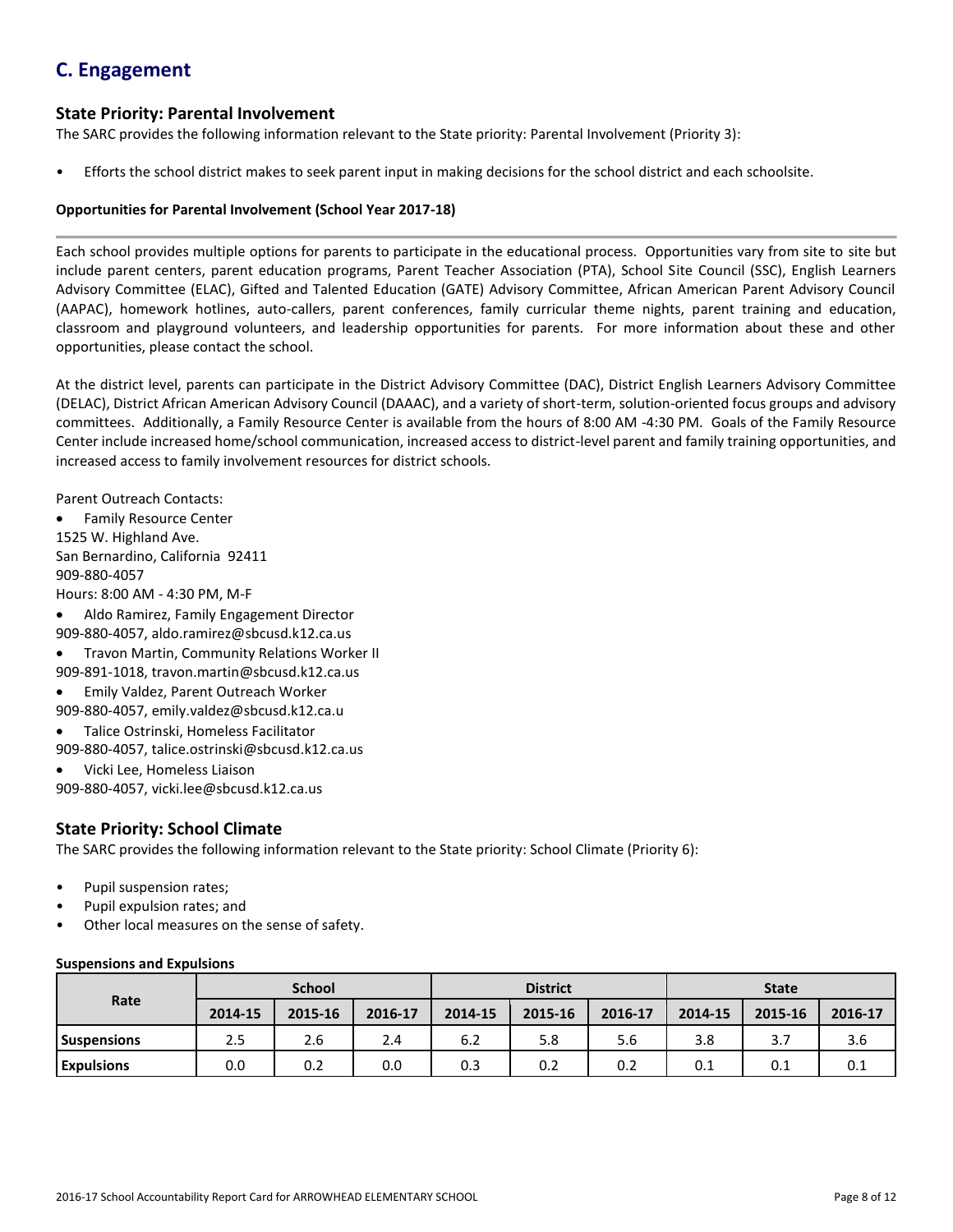## C. Engagement

### State Priority: Parental Involvement

The SARC provides the following information relevant to the State priority: Parental Involvement (Priority 3):

- Efforts the school district makes to seek parent input in making decisions for the school district and each schoolsite.

**Opportunities for Parental Involvement (School Year 2017-18)**

Each school provides multiple options for parents to participate in the educational process. Opportunities vary from site to site but include parent centers, parent education programs, Parent Teacher Association (PTA), School Site Council (SSC), English Learners Advisory Committee (ELAC), Gifted and Talented Education (GATE) Advisory Committee, African American Parent Advisory Council (AAPAC), homework hotlines, auto-callers, parent conferences, family curricular theme nights, parent training and education, classroom and playground volunteers, and leadership opportunities for parents. For more information about these and other opportunities, please contact the school.

At the district level, parents can participate in the District Advisory Committee (DAC), District English Learners Advisory Committee (DELAC), District African American Advisory Council (DAAAC), and a variety of short-term, solution-oriented focus groups and advisory committees. Additionally, a Family Resource Center is available from the hours of 8:00 AM -4:30 PM. Goals of the Family Resource Center include increased home/school communication, increased access to district-level parent and family training opportunities, and increased access to family involvement resources for district schools.

Parent Outreach Contacts:

- Family Resource Center
  1525 W. Highland Ave.
  San Bernardino, California 92411
  909-880-4057
  Hours: 8:00 AM - 4:30 PM, M-F
- Aldo Ramirez, Family Engagement Director
  909-880-4057, aldo.ramirez@sbcusd.k12.ca.us
- Travon Martin, Community Relations Worker II
  909-891-1018, travon.martin@sbcusd.k12.ca.us
- Emily Valdez, Parent Outreach Worker
  909-880-4057, emily.valdez@sbcusd.k12.ca.u
- Talice Ostrinski, Homeless Facilitator
  909-880-4057, talice.ostrinski@sbcusd.k12.ca.us
- Vicki Lee, Homeless Liaison
  909-880-4057, vicki.lee@sbcusd.k12.ca.us

### State Priority: School Climate

The SARC provides the following information relevant to the State priority: School Climate (Priority 6):

- Pupil suspension rates;
- Pupil expulsion rates; and
- Other local measures on the sense of safety.

**Suspensions and Expulsions**

| Rate | School | | | District | | | State | | |
|---|---|---|---|---|---|---|---|---|---|
| | 2014-15 | 2015-16 | 2016-17 | 2014-15 | 2015-16 | 2016-17 | 2014-15 | 2015-16 | 2016-17 |
| Suspensions | 2.5 | 2.6 | 2.4 | 6.2 | 5.8 | 5.6 | 3.8 | 3.7 | 3.6 |
| Expulsions | 0.0 | 0.2 | 0.0 | 0.3 | 0.2 | 0.2 | 0.1 | 0.1 | 0.1 |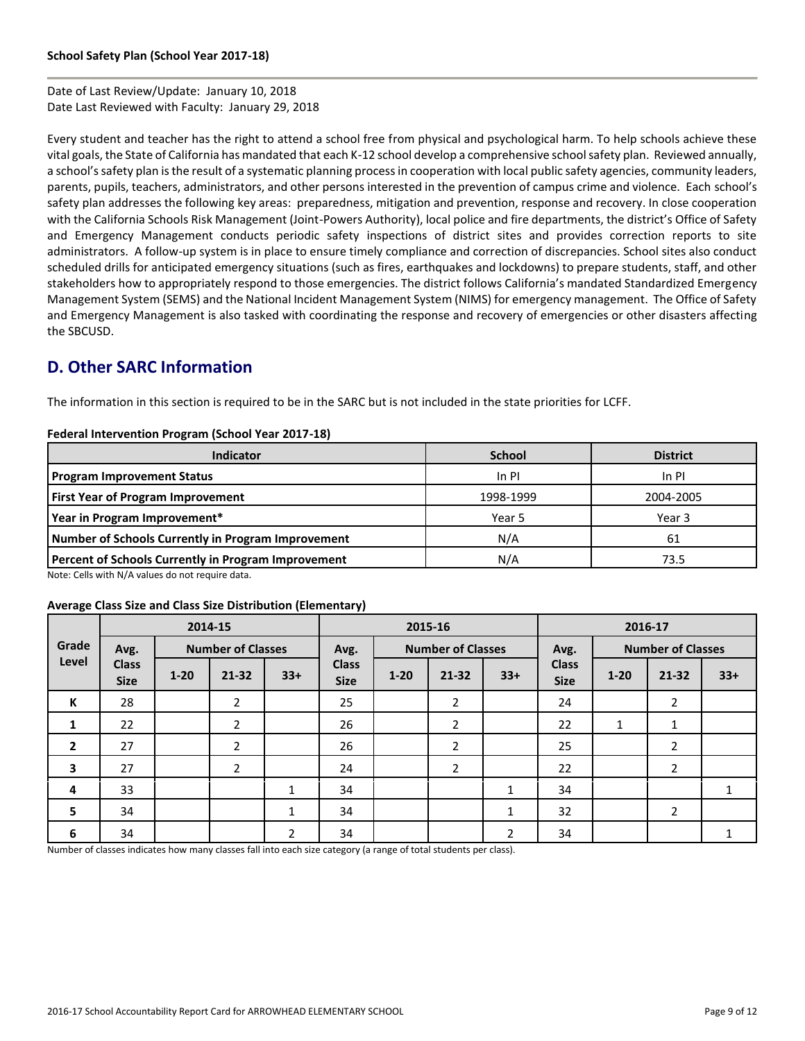**School Safety Plan (School Year 2017-18)**

Date of Last Review/Update: January 10, 2018
Date Last Reviewed with Faculty: January 29, 2018

Every student and teacher has the right to attend a school free from physical and psychological harm. To help schools achieve these vital goals, the State of California has mandated that each K-12 school develop a comprehensive school safety plan. Reviewed annually, a school's safety plan is the result of a systematic planning process in cooperation with local public safety agencies, community leaders, parents, pupils, teachers, administrators, and other persons interested in the prevention of campus crime and violence. Each school's safety plan addresses the following key areas: preparedness, mitigation and prevention, response and recovery. In close cooperation with the California Schools Risk Management (Joint-Powers Authority), local police and fire departments, the district's Office of Safety and Emergency Management conducts periodic safety inspections of district sites and provides correction reports to site administrators. A follow-up system is in place to ensure timely compliance and correction of discrepancies. School sites also conduct scheduled drills for anticipated emergency situations (such as fires, earthquakes and lockdowns) to prepare students, staff, and other stakeholders how to appropriately respond to those emergencies. The district follows California's mandated Standardized Emergency Management System (SEMS) and the National Incident Management System (NIMS) for emergency management. The Office of Safety and Emergency Management is also tasked with coordinating the response and recovery of emergencies or other disasters affecting the SBCUSD.

## D. Other SARC Information

The information in this section is required to be in the SARC but is not included in the state priorities for LCFF.

**Federal Intervention Program (School Year 2017-18)**

| Indicator | School | District |
|---|---|---|
| **Program Improvement Status** | In PI | In PI |
| **First Year of Program Improvement** | 1998-1999 | 2004-2005 |
| **Year in Program Improvement*** | Year 5 | Year 3 |
| **Number of Schools Currently in Program Improvement** | N/A | 61 |
| **Percent of Schools Currently in Program Improvement** | N/A | 73.5 |

Note: Cells with N/A values do not require data.

**Average Class Size and Class Size Distribution (Elementary)**

| Grade Level | 2014-15 | | | | 2015-16 | | | | 2016-17 | | | |
|---|---|---|---|---|---|---|---|---|---|---|---|---|
| | Avg. Class Size | Number of Classes | | | Avg. Class Size | Number of Classes | | | Avg. Class Size | Number of Classes | | |
| | | 1-20 | 21-32 | 33+ | | 1-20 | 21-32 | 33+ | | 1-20 | 21-32 | 33+ |
| **K** | 28 | | 2 | | 25 | | 2 | | 24 | | 2 | |
| **1** | 22 | | 2 | | 26 | | 2 | | 22 | 1 | 1 | |
| **2** | 27 | | 2 | | 26 | | 2 | | 25 | | 2 | |
| **3** | 27 | | 2 | | 24 | | 2 | | 22 | | 2 | |
| **4** | 33 | | | 1 | 34 | | | 1 | 34 | | | 1 |
| **5** | 34 | | | 1 | 34 | | | 1 | 32 | | 2 | |
| **6** | 34 | | | 2 | 34 | | | 2 | 34 | | | 1 |

Number of classes indicates how many classes fall into each size category (a range of total students per class).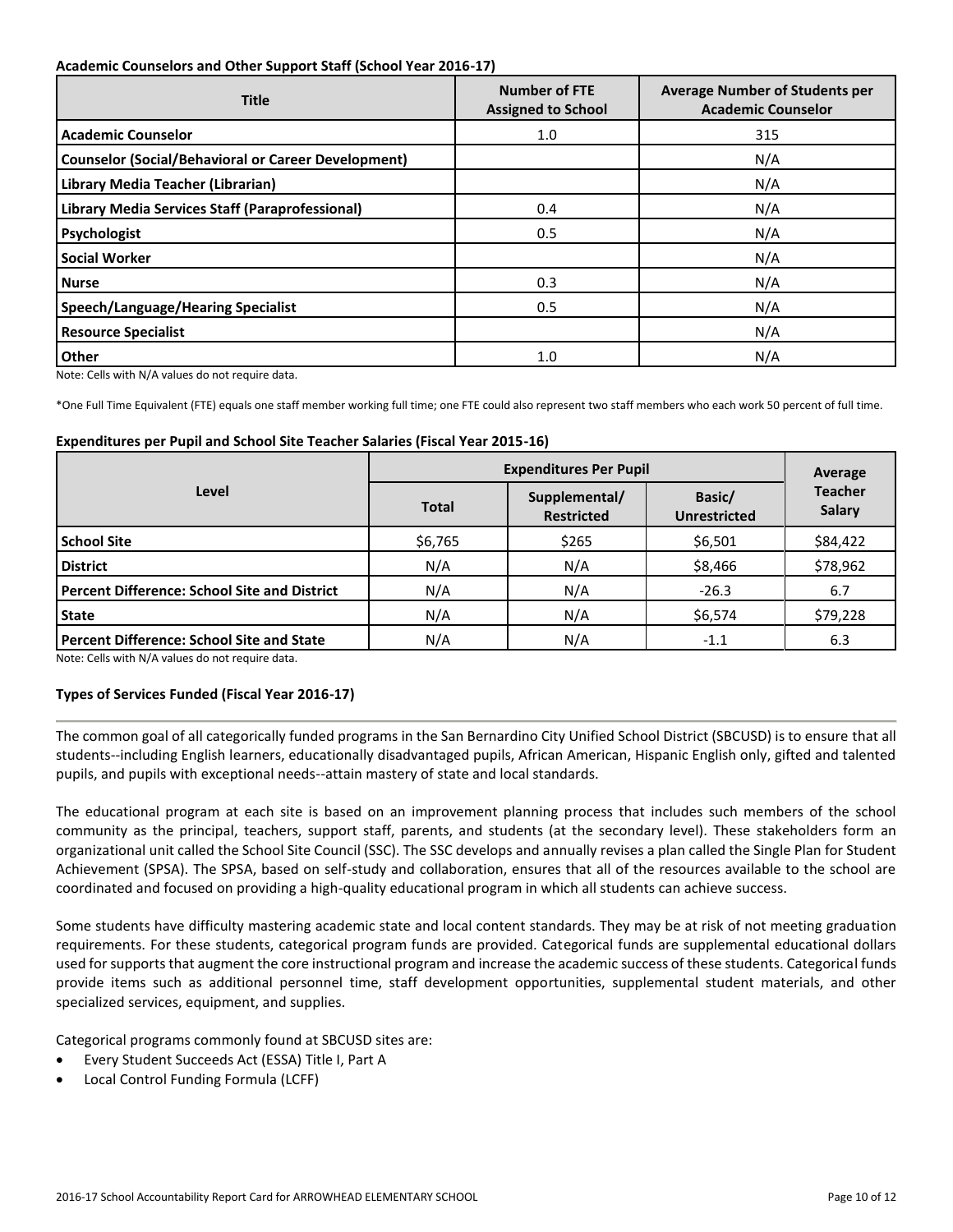**Academic Counselors and Other Support Staff (School Year 2016-17)**

| Title | Number of FTE Assigned to School | Average Number of Students per Academic Counselor |
|---|---|---|
| Academic Counselor | 1.0 | 315 |
| Counselor (Social/Behavioral or Career Development) | | N/A |
| Library Media Teacher (Librarian) | | N/A |
| Library Media Services Staff (Paraprofessional) | 0.4 | N/A |
| Psychologist | 0.5 | N/A |
| Social Worker | | N/A |
| Nurse | 0.3 | N/A |
| Speech/Language/Hearing Specialist | 0.5 | N/A |
| Resource Specialist | | N/A |
| Other | 1.0 | N/A |

Note: Cells with N/A values do not require data.

*One Full Time Equivalent (FTE) equals one staff member working full time; one FTE could also represent two staff members who each work 50 percent of full time.

**Expenditures per Pupil and School Site Teacher Salaries (Fiscal Year 2015-16)**

| Level | Expenditures Per Pupil | | | Average Teacher Salary |
|---|---|---|---|---|
| | Total | Supplemental/ Restricted | Basic/ Unrestricted | |
| School Site | $6,765 | $265 | $6,501 | $84,422 |
| District | N/A | N/A | $8,466 | $78,962 |
| Percent Difference: School Site and District | N/A | N/A | -26.3 | 6.7 |
| State | N/A | N/A | $6,574 | $79,228 |
| Percent Difference: School Site and State | N/A | N/A | -1.1 | 6.3 |

Note: Cells with N/A values do not require data.

**Types of Services Funded (Fiscal Year 2016-17)**

The common goal of all categorically funded programs in the San Bernardino City Unified School District (SBCUSD) is to ensure that all students--including English learners, educationally disadvantaged pupils, African American, Hispanic English only, gifted and talented pupils, and pupils with exceptional needs--attain mastery of state and local standards.

The educational program at each site is based on an improvement planning process that includes such members of the school community as the principal, teachers, support staff, parents, and students (at the secondary level). These stakeholders form an organizational unit called the School Site Council (SSC). The SSC develops and annually revises a plan called the Single Plan for Student Achievement (SPSA). The SPSA, based on self-study and collaboration, ensures that all of the resources available to the school are coordinated and focused on providing a high-quality educational program in which all students can achieve success.

Some students have difficulty mastering academic state and local content standards. They may be at risk of not meeting graduation requirements. For these students, categorical program funds are provided. Categorical funds are supplemental educational dollars used for supports that augment the core instructional program and increase the academic success of these students. Categorical funds provide items such as additional personnel time, staff development opportunities, supplemental student materials, and other specialized services, equipment, and supplies.

Categorical programs commonly found at SBCUSD sites are:

- Every Student Succeeds Act (ESSA) Title I, Part A
- Local Control Funding Formula (LCFF)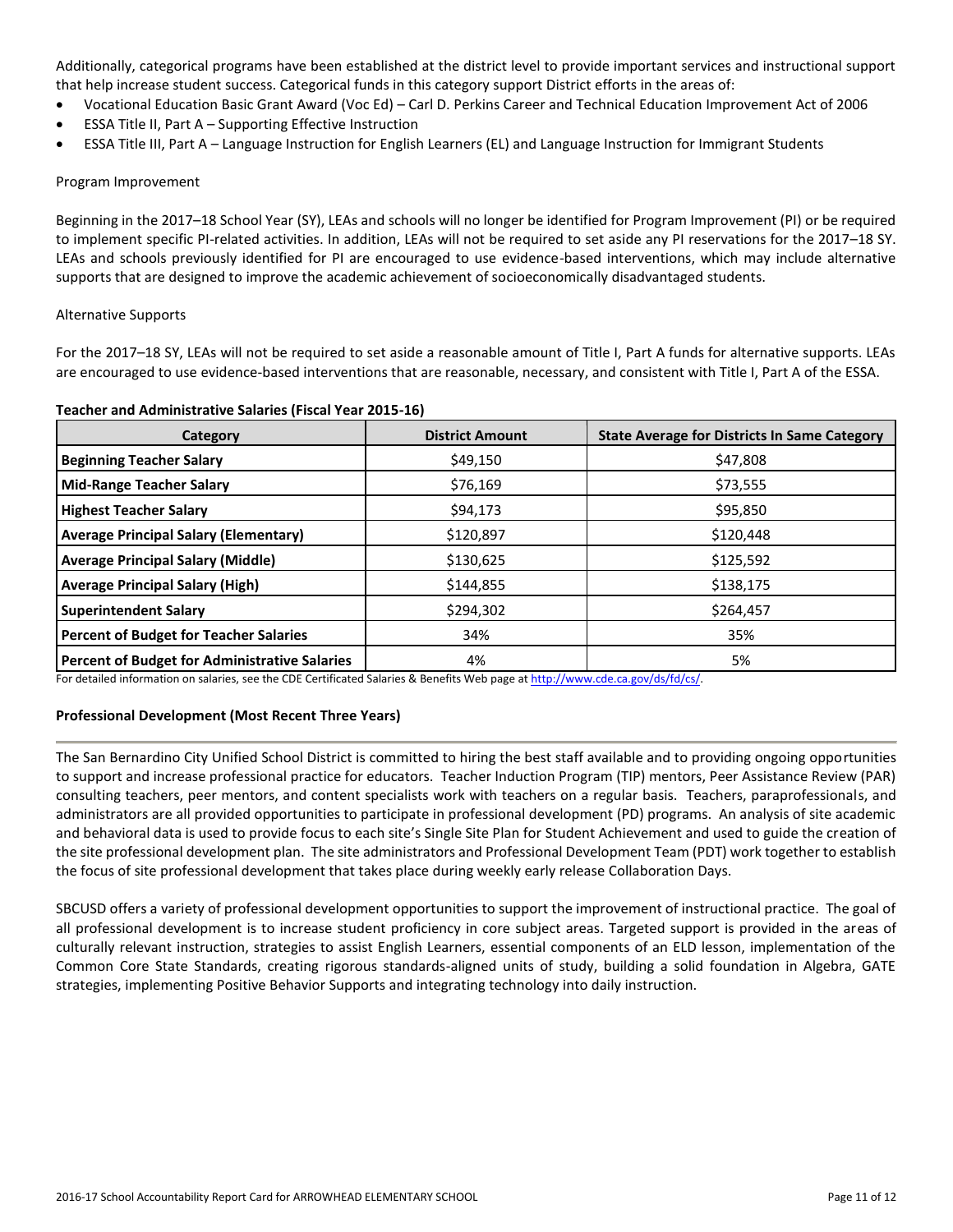Additionally, categorical programs have been established at the district level to provide important services and instructional support that help increase student success. Categorical funds in this category support District efforts in the areas of:

- Vocational Education Basic Grant Award (Voc Ed) – Carl D. Perkins Career and Technical Education Improvement Act of 2006
- ESSA Title II, Part A – Supporting Effective Instruction
- ESSA Title III, Part A – Language Instruction for English Learners (EL) and Language Instruction for Immigrant Students

Program Improvement

Beginning in the 2017–18 School Year (SY), LEAs and schools will no longer be identified for Program Improvement (PI) or be required to implement specific PI-related activities. In addition, LEAs will not be required to set aside any PI reservations for the 2017–18 SY. LEAs and schools previously identified for PI are encouraged to use evidence-based interventions, which may include alternative supports that are designed to improve the academic achievement of socioeconomically disadvantaged students.

Alternative Supports

For the 2017–18 SY, LEAs will not be required to set aside a reasonable amount of Title I, Part A funds for alternative supports. LEAs are encouraged to use evidence-based interventions that are reasonable, necessary, and consistent with Title I, Part A of the ESSA.

**Teacher and Administrative Salaries (Fiscal Year 2015-16)**

| Category | District Amount | State Average for Districts In Same Category |
|---|---|---|
| **Beginning Teacher Salary** | $49,150 | $47,808 |
| **Mid-Range Teacher Salary** | $76,169 | $73,555 |
| **Highest Teacher Salary** | $94,173 | $95,850 |
| **Average Principal Salary (Elementary)** | $120,897 | $120,448 |
| **Average Principal Salary (Middle)** | $130,625 | $125,592 |
| **Average Principal Salary (High)** | $144,855 | $138,175 |
| **Superintendent Salary** | $294,302 | $264,457 |
| **Percent of Budget for Teacher Salaries** | 34% | 35% |
| **Percent of Budget for Administrative Salaries** | 4% | 5% |

For detailed information on salaries, see the CDE Certificated Salaries & Benefits Web page at http://www.cde.ca.gov/ds/fd/cs/.

**Professional Development (Most Recent Three Years)**

The San Bernardino City Unified School District is committed to hiring the best staff available and to providing ongoing opportunities to support and increase professional practice for educators. Teacher Induction Program (TIP) mentors, Peer Assistance Review (PAR) consulting teachers, peer mentors, and content specialists work with teachers on a regular basis. Teachers, paraprofessionals, and administrators are all provided opportunities to participate in professional development (PD) programs. An analysis of site academic and behavioral data is used to provide focus to each site's Single Site Plan for Student Achievement and used to guide the creation of the site professional development plan. The site administrators and Professional Development Team (PDT) work together to establish the focus of site professional development that takes place during weekly early release Collaboration Days.

SBCUSD offers a variety of professional development opportunities to support the improvement of instructional practice. The goal of all professional development is to increase student proficiency in core subject areas. Targeted support is provided in the areas of culturally relevant instruction, strategies to assist English Learners, essential components of an ELD lesson, implementation of the Common Core State Standards, creating rigorous standards-aligned units of study, building a solid foundation in Algebra, GATE strategies, implementing Positive Behavior Supports and integrating technology into daily instruction.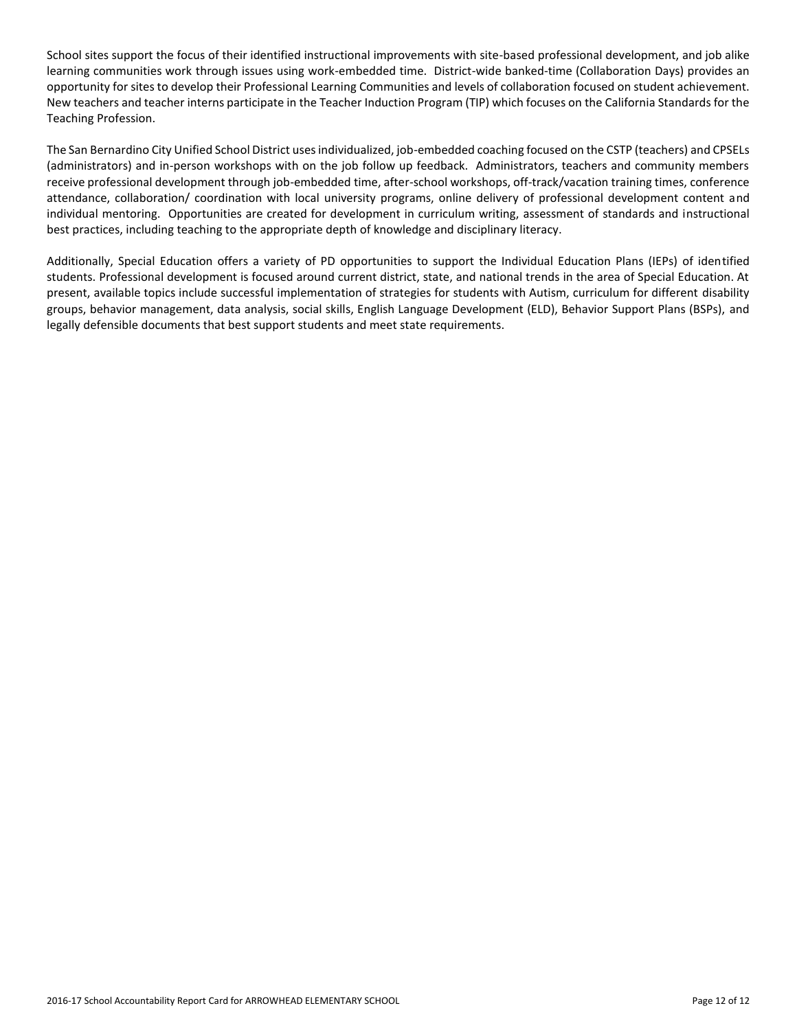School sites support the focus of their identified instructional improvements with site-based professional development, and job alike learning communities work through issues using work-embedded time. District-wide banked-time (Collaboration Days) provides an opportunity for sites to develop their Professional Learning Communities and levels of collaboration focused on student achievement. New teachers and teacher interns participate in the Teacher Induction Program (TIP) which focuses on the California Standards for the Teaching Profession.

The San Bernardino City Unified School District uses individualized, job-embedded coaching focused on the CSTP (teachers) and CPSELs (administrators) and in-person workshops with on the job follow up feedback. Administrators, teachers and community members receive professional development through job-embedded time, after-school workshops, off-track/vacation training times, conference attendance, collaboration/ coordination with local university programs, online delivery of professional development content and individual mentoring. Opportunities are created for development in curriculum writing, assessment of standards and instructional best practices, including teaching to the appropriate depth of knowledge and disciplinary literacy.

Additionally, Special Education offers a variety of PD opportunities to support the Individual Education Plans (IEPs) of identified students. Professional development is focused around current district, state, and national trends in the area of Special Education. At present, available topics include successful implementation of strategies for students with Autism, curriculum for different disability groups, behavior management, data analysis, social skills, English Language Development (ELD), Behavior Support Plans (BSPs), and legally defensible documents that best support students and meet state requirements.